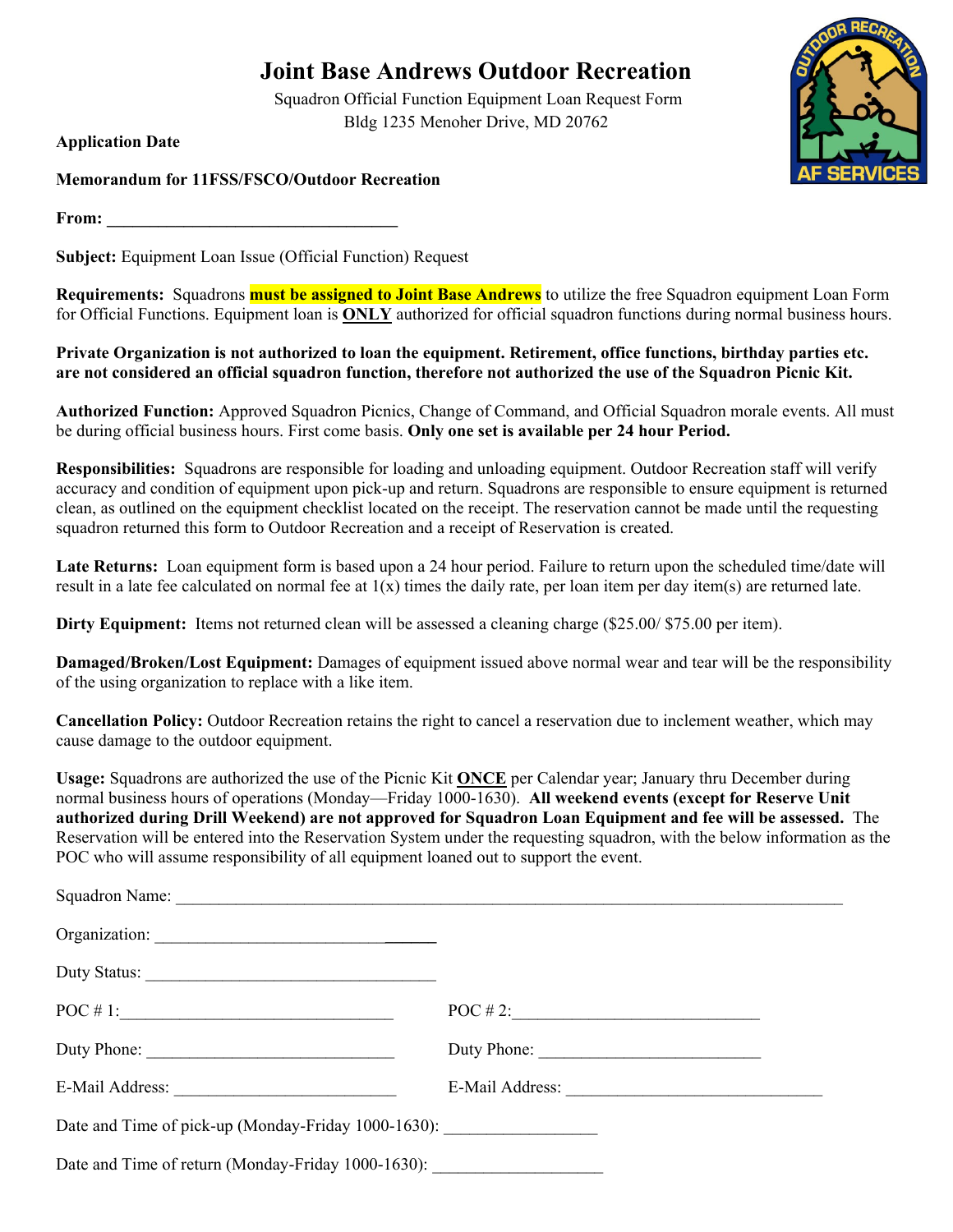# Joint Base Andrews Outdoor Recreation

Squadron Official Function Equipment Loan Request Form
Bldg 1235 Menoher Drive, MD 20762

**Application Date**

**Memorandum for 11FSS/FSCO/Outdoor Recreation**

**From:** ___________________________________

**Subject:** Equipment Loan Issue (Official Function) Request

**Requirements:** Squadrons **must be assigned to Joint Base Andrews** to utilize the free Squadron equipment Loan Form for Official Functions. Equipment loan is **ONLY** authorized for official squadron functions during normal business hours.

**Private Organization is not authorized to loan the equipment. Retirement, office functions, birthday parties etc. are not considered an official squadron function, therefore not authorized the use of the Squadron Picnic Kit.**

**Authorized Function:** Approved Squadron Picnics, Change of Command, and Official Squadron morale events. All must be during official business hours. First come basis. **Only one set is available per 24 hour Period.**

**Responsibilities:** Squadrons are responsible for loading and unloading equipment. Outdoor Recreation staff will verify accuracy and condition of equipment upon pick-up and return. Squadrons are responsible to ensure equipment is returned clean, as outlined on the equipment checklist located on the receipt. The reservation cannot be made until the requesting squadron returned this form to Outdoor Recreation and a receipt of Reservation is created.

**Late Returns:** Loan equipment form is based upon a 24 hour period. Failure to return upon the scheduled time/date will result in a late fee calculated on normal fee at 1(x) times the daily rate, per loan item per day item(s) are returned late.

**Dirty Equipment:** Items not returned clean will be assessed a cleaning charge ($25.00/ $75.00 per item).

**Damaged/Broken/Lost Equipment:** Damages of equipment issued above normal wear and tear will be the responsibility of the using organization to replace with a like item.

**Cancellation Policy:** Outdoor Recreation retains the right to cancel a reservation due to inclement weather, which may cause damage to the outdoor equipment.

**Usage:** Squadrons are authorized the use of the Picnic Kit **ONCE** per Calendar year; January thru December during normal business hours of operations (Monday—Friday 1000-1630). **All weekend events (except for Reserve Unit authorized during Drill Weekend) are not approved for Squadron Loan Equipment and fee will be assessed.** The Reservation will be entered into the Reservation System under the requesting squadron, with the below information as the POC who will assume responsibility of all equipment loaned out to support the event.

Squadron Name: ______________________________________________________________

Organization: ________________________________

Duty Status: _________________________________

POC # 1: ______________________________ POC # 2: ___________________________

Duty Phone: ___________________________ Duty Phone: ________________________

E-Mail Address: ________________________ E-Mail Address: _____________________________

Date and Time of pick-up (Monday-Friday 1000-1630): _________________

Date and Time of return (Monday-Friday 1000-1630): ___________________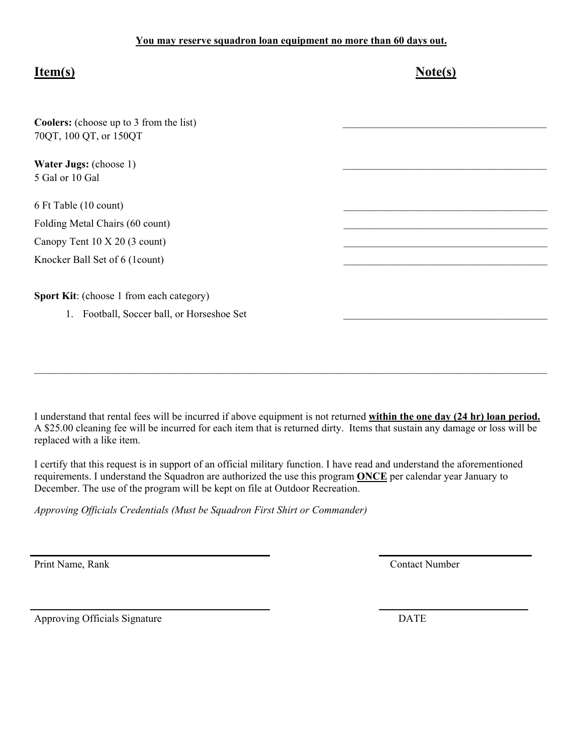**<u>You may reserve squadron loan equipment no more than 60 days out.</u>**

## <u>Item(s)</u> &nbsp;&nbsp;&nbsp;&nbsp;&nbsp;&nbsp;&nbsp;&nbsp;&nbsp;&nbsp;&nbsp;&nbsp;&nbsp;&nbsp;&nbsp;&nbsp; <u>Note(s)</u>

**Coolers:** (choose up to 3 from the list) \_\_\_\_\_\_\_\_\_\_\_\_\_\_\_\_\_\_\_\_\_\_\_\_\_\_\_\_\_\_\_\_\_\_\_\_\_\_\_\_
70QT, 100 QT, or 150QT

**Water Jugs:** (choose 1) \_\_\_\_\_\_\_\_\_\_\_\_\_\_\_\_\_\_\_\_\_\_\_\_\_\_\_\_\_\_\_\_\_\_\_\_\_\_\_\_
5 Gal or 10 Gal

6 Ft Table (10 count) \_\_\_\_\_\_\_\_\_\_\_\_\_\_\_\_\_\_\_\_\_\_\_\_\_\_\_\_\_\_\_\_\_\_\_\_\_\_\_\_

Folding Metal Chairs (60 count) \_\_\_\_\_\_\_\_\_\_\_\_\_\_\_\_\_\_\_\_\_\_\_\_\_\_\_\_\_\_\_\_\_\_\_\_\_\_\_\_

Canopy Tent 10 X 20 (3 count) \_\_\_\_\_\_\_\_\_\_\_\_\_\_\_\_\_\_\_\_\_\_\_\_\_\_\_\_\_\_\_\_\_\_\_\_\_\_\_\_

Knocker Ball Set of 6 (1count) \_\_\_\_\_\_\_\_\_\_\_\_\_\_\_\_\_\_\_\_\_\_\_\_\_\_\_\_\_\_\_\_\_\_\_\_\_\_\_\_

**Sport Kit**: (choose 1 from each category)

1. Football, Soccer ball, or Horseshoe Set \_\_\_\_\_\_\_\_\_\_\_\_\_\_\_\_\_\_\_\_\_\_\_\_\_\_\_\_\_\_\_\_\_\_\_\_\_\_\_\_

---

I understand that rental fees will be incurred if above equipment is not returned **<u>within the one day (24 hr) loan period.</u>** A $25.00 cleaning fee will be incurred for each item that is returned dirty. Items that sustain any damage or loss will be replaced with a like item.

I certify that this request is in support of an official military function. I have read and understand the aforementioned requirements. I understand the Squadron are authorized the use this program **<u>ONCE</u>** per calendar year January to December. The use of the program will be kept on file at Outdoor Recreation.

*Approving Officials Credentials (Must be Squadron First Shirt or Commander)*

\_\_\_\_\_\_\_\_\_\_\_\_\_\_\_\_\_\_\_\_\_\_\_\_\_\_\_\_\_\_\_\_\_\_\_\_\_\_\_\_ &nbsp;&nbsp;&nbsp;&nbsp; \_\_\_\_\_\_\_\_\_\_\_\_\_\_\_\_\_\_\_\_\_\_\_\_\_
Print Name, Rank &nbsp;&nbsp;&nbsp;&nbsp;&nbsp;&nbsp;&nbsp;&nbsp;&nbsp;&nbsp;&nbsp;&nbsp;&nbsp;&nbsp;&nbsp;&nbsp; Contact Number

\_\_\_\_\_\_\_\_\_\_\_\_\_\_\_\_\_\_\_\_\_\_\_\_\_\_\_\_\_\_\_\_\_\_\_\_\_\_\_\_ &nbsp;&nbsp;&nbsp;&nbsp; \_\_\_\_\_\_\_\_\_\_\_\_\_\_\_\_\_\_\_\_\_\_\_\_\_
Approving Officials Signature &nbsp;&nbsp;&nbsp;&nbsp;&nbsp;&nbsp;&nbsp;&nbsp;&nbsp;&nbsp;&nbsp;&nbsp;&nbsp;&nbsp;&nbsp;&nbsp; DATE